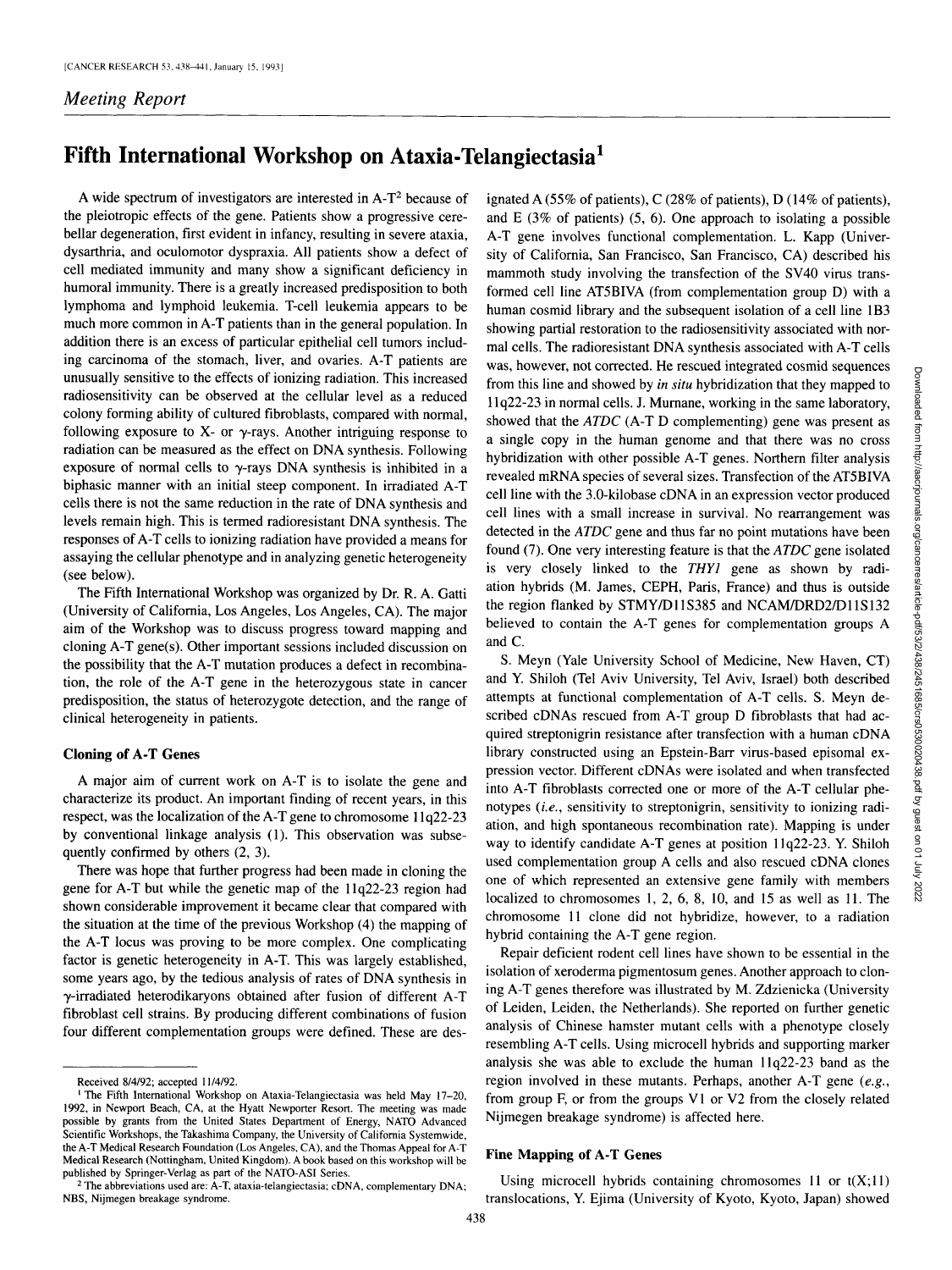*Meeting Report*

# Fifth International Workshop on Ataxia-Telangiectasia[1]

A wide spectrum of investigators are interested in A-T[2] because of the pleiotropic effects of the gene. Patients show a progressive cerebellar degeneration, first evident in infancy, resulting in severe ataxia, dysarthria, and oculomotor dyspraxia. All patients show a defect of cell mediated immunity and many show a significant deficiency in humoral immunity. There is a greatly increased predisposition to both lymphoma and lymphoid leukemia. T-cell leukemia appears to be much more common in A-T patients than in the general population. In addition there is an excess of particular epithelial cell tumors including carcinoma of the stomach, liver, and ovaries. A-T patients are unusually sensitive to the effects of ionizing radiation. This increased radiosensitivity can be observed at the cellular level as a reduced colony forming ability of cultured fibroblasts, compared with normal, following exposure to X- or γ-rays. Another intriguing response to radiation can be measured as the effect on DNA synthesis. Following exposure of normal cells to γ-rays DNA synthesis is inhibited in a biphasic manner with an initial steep component. In irradiated A-T cells there is not the same reduction in the rate of DNA synthesis and levels remain high. This is termed radioresistant DNA synthesis. The responses of A-T cells to ionizing radiation have provided a means for assaying the cellular phenotype and in analyzing genetic heterogeneity (see below).

The Fifth International Workshop was organized by Dr. R. A. Gatti (University of California, Los Angeles, Los Angeles, CA). The major aim of the Workshop was to discuss progress toward mapping and cloning A-T gene(s). Other important sessions included discussion on the possibility that the A-T mutation produces a defect in recombination, the role of the A-T gene in the heterozygous state in cancer predisposition, the status of heterozygote detection, and the range of clinical heterogeneity in patients.

## Cloning of A-T Genes

A major aim of current work on A-T is to isolate the gene and characterize its product. An important finding of recent years, in this respect, was the localization of the A-T gene to chromosome 11q22-23 by conventional linkage analysis (1). This observation was subsequently confirmed by others (2, 3).

There was hope that further progress had been made in cloning the gene for A-T but while the genetic map of the 11q22-23 region had shown considerable improvement it became clear that compared with the situation at the time of the previous Workshop (4) the mapping of the A-T locus was proving to be more complex. One complicating factor is genetic heterogeneity in A-T. This was largely established, some years ago, by the tedious analysis of rates of DNA synthesis in γ-irradiated heterodikaryons obtained after fusion of different A-T fibroblast cell strains. By producing different combinations of fusion four different complementation groups were defined. These are designated A (55% of patients), C (28% of patients), D (14% of patients), and E (3% of patients) (5, 6). One approach to isolating a possible A-T gene involves functional complementation. L. Kapp (University of California, San Francisco, San Francisco, CA) described his mammoth study involving the transfection of the SV40 virus transformed cell line AT5BIVA (from complementation group D) with a human cosmid library and the subsequent isolation of a cell line 1B3 showing partial restoration to the radiosensitivity associated with normal cells. The radioresistant DNA synthesis associated with A-T cells was, however, not corrected. He rescued integrated cosmid sequences from this line and showed by *in situ* hybridization that they mapped to 11q22-23 in normal cells. J. Murnane, working in the same laboratory, showed that the *ATDC* (A-T D complementing) gene was present as a single copy in the human genome and that there was no cross hybridization with other possible A-T genes. Northern filter analysis revealed mRNA species of several sizes. Transfection of the AT5BIVA cell line with the 3.0-kilobase cDNA in an expression vector produced cell lines with a small increase in survival. No rearrangement was detected in the *ATDC* gene and thus far no point mutations have been found (7). One very interesting feature is that the *ATDC* gene isolated is very closely linked to the *THY1* gene as shown by radiation hybrids (M. James, CEPH, Paris, France) and thus is outside the region flanked by STMY/D11S385 and NCAM/DRD2/D11S132 believed to contain the A-T genes for complementation groups A and C.

S. Meyn (Yale University School of Medicine, New Haven, CT) and Y. Shiloh (Tel Aviv University, Tel Aviv, Israel) both described attempts at functional complementation of A-T cells. S. Meyn described cDNAs rescued from A-T group D fibroblasts that had acquired streptonigrin resistance after transfection with a human cDNA library constructed using an Epstein-Barr virus-based episomal expression vector. Different cDNAs were isolated and when transfected into A-T fibroblasts corrected one or more of the A-T cellular phenotypes (*i.e.*, sensitivity to streptonigrin, sensitivity to ionizing radiation, and high spontaneous recombination rate). Mapping is under way to identify candidate A-T genes at position 11q22-23. Y. Shiloh used complementation group A cells and also rescued cDNA clones one of which represented an extensive gene family with members localized to chromosomes 1, 2, 6, 8, 10, and 15 as well as 11. The chromosome 11 clone did not hybridize, however, to a radiation hybrid containing the A-T gene region.

Repair deficient rodent cell lines have shown to be essential in the isolation of xeroderma pigmentosum genes. Another approach to cloning A-T genes therefore was illustrated by M. Zdzienicka (University of Leiden, Leiden, the Netherlands). She reported on further genetic analysis of Chinese hamster mutant cells with a phenotype closely resembling A-T cells. Using microcell hybrids and supporting marker analysis she was able to exclude the human 11q22-23 band as the region involved in these mutants. Perhaps, another A-T gene (*e.g.*, from group F, or from the groups V1 or V2 from the closely related Nijmegen breakage syndrome) is affected here.

## Fine Mapping of A-T Genes

Using microcell hybrids containing chromosomes 11 or t(X;11) translocations, Y. Ejima (University of Kyoto, Kyoto, Japan) showed

---

Received 8/4/92; accepted 11/4/92.

[1] The Fifth International Workshop on Ataxia-Telangiectasia was held May 17–20, 1992, in Newport Beach, CA, at the Hyatt Newporter Resort. The meeting was made possible by grants from the United States Department of Energy, NATO Advanced Scientific Workshops, the Takashima Company, the University of California Systemwide, the A-T Medical Research Foundation (Los Angeles, CA), and the Thomas Appeal for A-T Medical Research (Nottingham, United Kingdom). A book based on this workshop will be published by Springer-Verlag as part of the NATO-ASI Series.

[2] The abbreviations used are: A-T, ataxia-telangiectasia; cDNA, complementary DNA; NBS, Nijmegen breakage syndrome.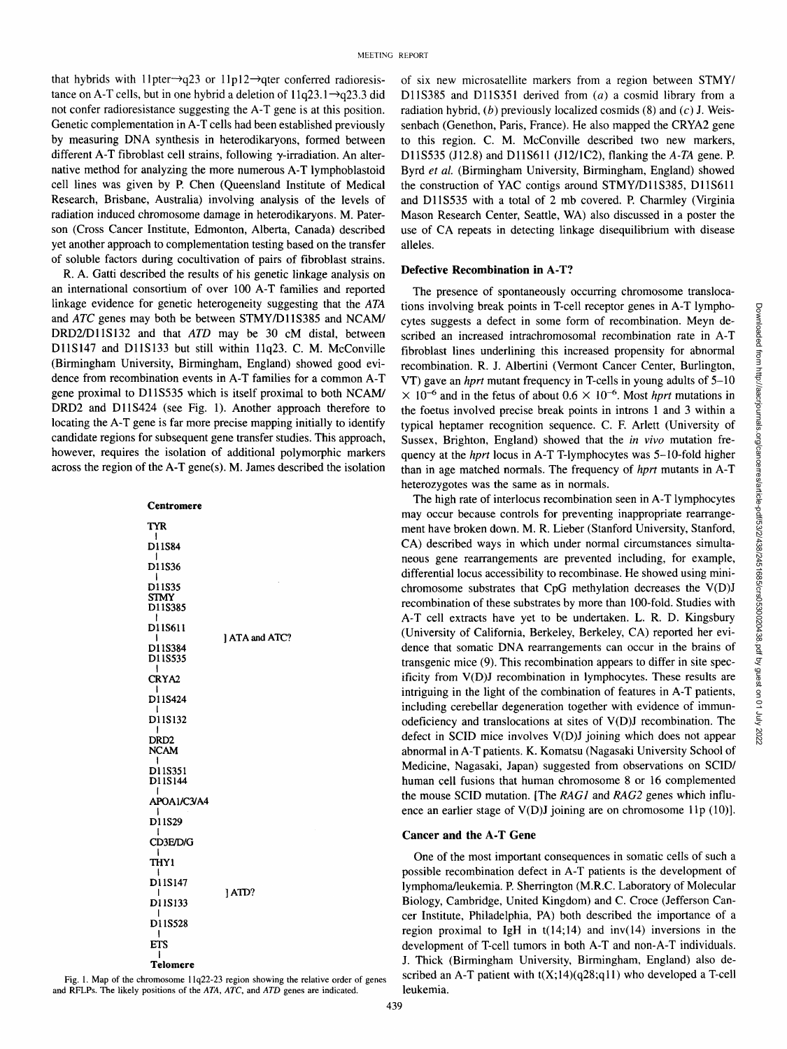that hybrids with 11pter→q23 or 11p12→qter conferred radioresistance on A-T cells, but in one hybrid a deletion of 11q23.1→q23.3 did not confer radioresistance suggesting the A-T gene is at this position. Genetic complementation in A-T cells had been established previously by measuring DNA synthesis in heterodikaryons, formed between different A-T fibroblast cell strains, following γ-irradiation. An alternative method for analyzing the more numerous A-T lymphoblastoid cell lines was given by P. Chen (Queensland Institute of Medical Research, Brisbane, Australia) involving analysis of the levels of radiation induced chromosome damage in heterodikaryons. M. Paterson (Cross Cancer Institute, Edmonton, Alberta, Canada) described yet another approach to complementation testing based on the transfer of soluble factors during cocultivation of pairs of fibroblast strains.

R. A. Gatti described the results of his genetic linkage analysis on an international consortium of over 100 A-T families and reported linkage evidence for genetic heterogeneity suggesting that the *ATA* and *ATC* genes may both be between STMY/D11S385 and NCAM/DRD2/D11S132 and that *ATD* may be 30 cM distal, between D11S147 and D11S133 but still within 11q23. C. M. McConville (Birmingham University, Birmingham, England) showed good evidence from recombination events in A-T families for a common A-T gene proximal to D11S535 which is itself proximal to both NCAM/DRD2 and D11S424 (see Fig. 1). Another approach therefore to locating the A-T gene is far more precise mapping initially to identify candidate regions for subsequent gene transfer studies. This approach, however, requires the isolation of additional polymorphic markers across the region of the A-T gene(s). M. James described the isolation of six new microsatellite markers from a region between STMY/D11S385 and D11S351 derived from (*a*) a cosmid library from a radiation hybrid, (*b*) previously localized cosmids (8) and (*c*) J. Weissenbach (Genethon, Paris, France). He also mapped the CRYA2 gene to this region. C. M. McConville described two new markers, D11S535 (J12.8) and D11S611 (J12/1C2), flanking the *A-TA* gene. P. Byrd *et al.* (Birmingham University, Birmingham, England) showed the construction of YAC contigs around STMY/D11S385, D11S611 and D11S535 with a total of 2 mb covered. P. Charmley (Virginia Mason Research Center, Seattle, WA) also discussed in a poster the use of CA repeats in detecting linkage disequilibrium with disease alleles.

**Centromere**

TYR
|
D11S84
|
D11S36
|
D11S35
STMY
D11S385
|
D11S611
| ] ATA and ATC?
D11S384
D11S535
|
CRYA2
|
D11S424
|
D11S132
|
DRD2
NCAM
|
D11S351
D11S144
|
APOA1/C3/A4
|
D11S29
|
CD3E/D/G
|
THY1
|
D11S147
| ] ATD?
D11S133
|
D11S528
|
ETS
|
**Telomere**

Fig. 1. Map of the chromosome 11q22-23 region showing the relative order of genes and RFLPs. The likely positions of the *ATA*, *ATC*, and *ATD* genes are indicated.

## Defective Recombination in A-T?

The presence of spontaneously occurring chromosome translocations involving break points in T-cell receptor genes in A-T lymphocytes suggests a defect in some form of recombination. Meyn described an increased intrachromosomal recombination rate in A-T fibroblast lines underlining this increased propensity for abnormal recombination. R. J. Albertini (Vermont Cancer Center, Burlington, VT) gave an *hprt* mutant frequency in T-cells in young adults of 5–10 $\times 10^{-6}$ and in the fetus of about $0.6 \times 10^{-6}$. Most *hprt* mutations in the foetus involved precise break points in introns 1 and 3 within a typical heptamer recognition sequence. C. F. Arlett (University of Sussex, Brighton, England) showed that the *in vivo* mutation frequency at the *hprt* locus in A-T T-lymphocytes was 5–10-fold higher than in age matched normals. The frequency of *hprt* mutants in A-T heterozygotes was the same as in normals.

The high rate of interlocus recombination seen in A-T lymphocytes may occur because controls for preventing inappropriate rearrangement have broken down. M. R. Lieber (Stanford University, Stanford, CA) described ways in which under normal circumstances simultaneous gene rearrangements are prevented including, for example, differential locus accessibility to recombinase. He showed using minichromosome substrates that CpG methylation decreases the V(D)J recombination of these substrates by more than 100-fold. Studies with A-T cell extracts have yet to be undertaken. L. R. D. Kingsbury (University of California, Berkeley, Berkeley, CA) reported her evidence that somatic DNA rearrangements can occur in the brains of transgenic mice (9). This recombination appears to differ in site specificity from V(D)J recombination in lymphocytes. These results are intriguing in the light of the combination of features in A-T patients, including cerebellar degeneration together with evidence of immunodeficiency and translocations at sites of V(D)J recombination. The defect in SCID mice involves V(D)J joining which does not appear abnormal in A-T patients. K. Komatsu (Nagasaki University School of Medicine, Nagasaki, Japan) suggested from observations on SCID/human cell fusions that human chromosome 8 or 16 complemented the mouse SCID mutation. [The *RAG1* and *RAG2* genes which influence an earlier stage of V(D)J joining are on chromosome 11p (10)].

## Cancer and the A-T Gene

One of the most important consequences in somatic cells of such a possible recombination defect in A-T patients is the development of lymphoma/leukemia. P. Sherrington (M.R.C. Laboratory of Molecular Biology, Cambridge, United Kingdom) and C. Croce (Jefferson Cancer Institute, Philadelphia, PA) both described the importance of a region proximal to IgH in t(14;14) and inv(14) inversions in the development of T-cell tumors in both A-T and non-A-T individuals. J. Thick (Birmingham University, Birmingham, England) also described an A-T patient with t(X;14)(q28;q11) who developed a T-cell leukemia.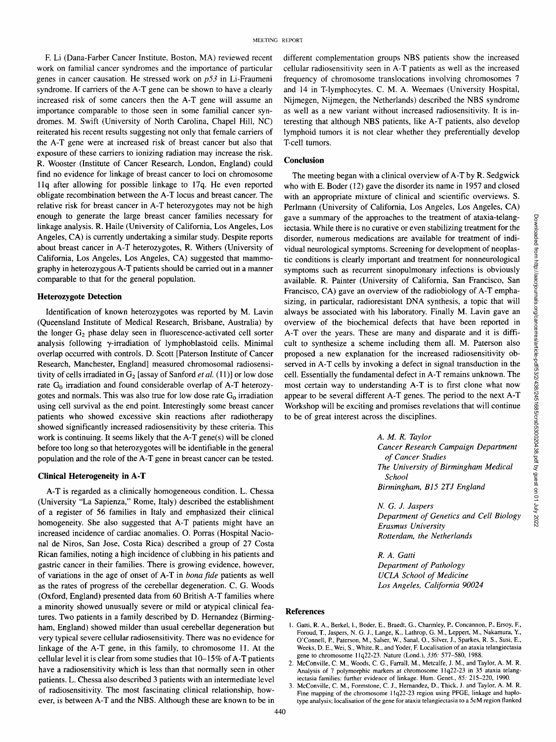F. Li (Dana-Farber Cancer Institute, Boston, MA) reviewed recent work on familial cancer syndromes and the importance of particular genes in cancer causation. He stressed work on *p53* in Li-Fraumeni syndrome. If carriers of the A-T gene can be shown to have a clearly increased risk of some cancers then the A-T gene will assume an importance comparable to those seen in some familial cancer syndromes. M. Swift (University of North Carolina, Chapel Hill, NC) reiterated his recent results suggesting not only that female carriers of the A-T gene were at increased risk of breast cancer but also that exposure of these carriers to ionizing radiation may increase the risk. R. Wooster (Institute of Cancer Research, London, England) could find no evidence for linkage of breast cancer to loci on chromosome 11q after allowing for possible linkage to 17q. He even reported obligate recombination between the A-T locus and breast cancer. The relative risk for breast cancer in A-T heterozygotes may not be high enough to generate the large breast cancer families necessary for linkage analysis. R. Haile (University of California, Los Angeles, Los Angeles, CA) is currently undertaking a similar study. Despite reports about breast cancer in A-T heterozygotes, R. Withers (University of California, Los Angeles, Los Angeles, CA) suggested that mammography in heterozygous A-T patients should be carried out in a manner comparable to that for the general population.

### Heterozygote Detection

Identification of known heterozygotes was reported by M. Lavin (Queensland Institute of Medical Research, Brisbane, Australia) by the longer $G_2$ phase delay seen in fluorescence-activated cell sorter analysis following $\gamma$-irradiation of lymphoblastoid cells. Minimal overlap occurred with controls. D. Scott [Paterson Institute of Cancer Research, Manchester, England] measured chromosomal radiosensitivity of cells irradiated in $G_2$ [assay of Sanford *et al.* (11)] or low dose rate $G_0$ irradiation and found considerable overlap of A-T heterozygotes and normals. This was also true for low dose rate $G_0$ irradiation using cell survival as the end point. Interestingly some breast cancer patients who showed excessive skin reactions after radiotherapy showed significantly increased radiosensitivity by these criteria. This work is continuing. It seems likely that the A-T gene(s) will be cloned before too long so that heterozygotes will be identifiable in the general population and the role of the A-T gene in breast cancer can be tested.

### Clinical Heterogeneity in A-T

A-T is regarded as a clinically homogeneous condition. L. Chessa (University "La Sapienza," Rome, Italy) described the establishment of a register of 56 families in Italy and emphasized their clinical homogeneity. She also suggested that A-T patients might have an increased incidence of cardiac anomalies. O. Porras (Hospital Nacional de Niros, San Jose, Costa Rica) described a group of 27 Costa Rican families, noting a high incidence of clubbing in his patients and gastric cancer in their families. There is growing evidence, however, of variations in the age of onset of A-T in *bona fide* patients as well as the rates of progress of the cerebellar degeneration. C. G. Woods (Oxford, England) presented data from 60 British A-T families where a minority showed unusually severe or mild or atypical clinical features. Two patients in a family described by D. Hernandez (Birmingham, England) showed milder than usual cerebellar degeneration but very typical severe cellular radiosensitivity. There was no evidence for linkage of the A-T gene, in this family, to chromosome 11. At the cellular level it is clear from some studies that 10–15% of A-T patients have a radiosensitivity which is less than that normally seen in other patients. L. Chessa also described 3 patients with an intermediate level of radiosensitivity. The most fascinating clinical relationship, however, is between A-T and the NBS. Although these are known to be in different complementation groups NBS patients show the increased cellular radiosensitivity seen in A-T patients as well as the increased frequency of chromosome translocations involving chromosomes 7 and 14 in T-lymphocytes. C. M. A. Weemaes (University Hospital, Nijmegen, Nijmegen, the Netherlands) described the NBS syndrome as well as a new variant without increased radiosensitivity. It is interesting that although NBS patients, like A-T patients, also develop lymphoid tumors it is not clear whether they preferentially develop T-cell tumors.

### Conclusion

The meeting began with a clinical overview of A-T by R. Sedgwick who with E. Boder (12) gave the disorder its name in 1957 and closed with an appropriate mixture of clinical and scientific overviews. S. Perlmann (University of California, Los Angeles, Los Angeles, CA) gave a summary of the approaches to the treatment of ataxia-telangiectasia. While there is no curative or even stabilizing treatment for the disorder, numerous medications are available for treatment of individual neurological symptoms. Screening for development of neoplastic conditions is clearly important and treatment for nonneurological symptoms such as recurrent sinopulmonary infections is obviously available. R. Painter (University of California, San Francisco, San Francisco, CA) gave an overview of the radiobiology of A-T emphasizing, in particular, radioresistant DNA synthesis, a topic that will always be associated with his laboratory. Finally M. Lavin gave an overview of the biochemical defects that have been reported in A-T over the years. These are many and disparate and it is difficult to synthesize a scheme including them all. M. Paterson also proposed a new explanation for the increased radiosensitivity observed in A-T cells by invoking a defect in signal transduction in the cell. Essentially the fundamental defect in A-T remains unknown. The most certain way to understanding A-T is to first clone what now appear to be several different A-T genes. The period to the next A-T Workshop will be exciting and promises revelations that will continue to be of great interest across the disciplines.

*A. M. R. Taylor*
*Cancer Research Campaign Department of Cancer Studies*
*The University of Birmingham Medical School*
*Birmingham, B15 2TJ England*

*N. G. J. Jaspers*
*Department of Genetics and Cell Biology*
*Erasmus University*
*Rotterdam, the Netherlands*

*R. A. Gatti*
*Department of Pathology*
*UCLA School of Medicine*
*Los Angeles, California 90024*

### References

1. Gatti, R. A., Berkel, I., Boder, E., Braedt, G., Charmley, P., Concannon, P., Ersoy, F., Foroud, T., Jaspers, N. G. J., Lange, K., Lathrop, G. M., Leppert, M., Nakamura, Y., O'Connell, P., Paterson, M., Salser, W., Sanal, O., Silver, J., Sparkes, R. S., Susi, E., Weeks, D. E., Wei, S., White, R., and Yoder, F. Localisation of an ataxia telangiectasia gene to chromosome 11q22-23. Nature (Lond.), *336:* 577–580, 1988.
2. McConville, C. M., Woods, C. G., Farrall, M., Metcalfe, J. M., and Taylor, A. M. R. Analysis of 7 polymorphic markers at chromosome 11q22-23 in 35 ataxia telangiectasia families: further evidence of linkage. Hum. Genet., *85:* 215–220, 1990.
3. McConville, C. M., Formstone, C. J., Hernandez, D., Thick, J. and Taylor, A. M. R. Fine mapping of the chromosome 11q22-23 region using PFGE, linkage and haplotype analysis; localisation of the gene for ataxia telangiectasia to a 5cM region flanked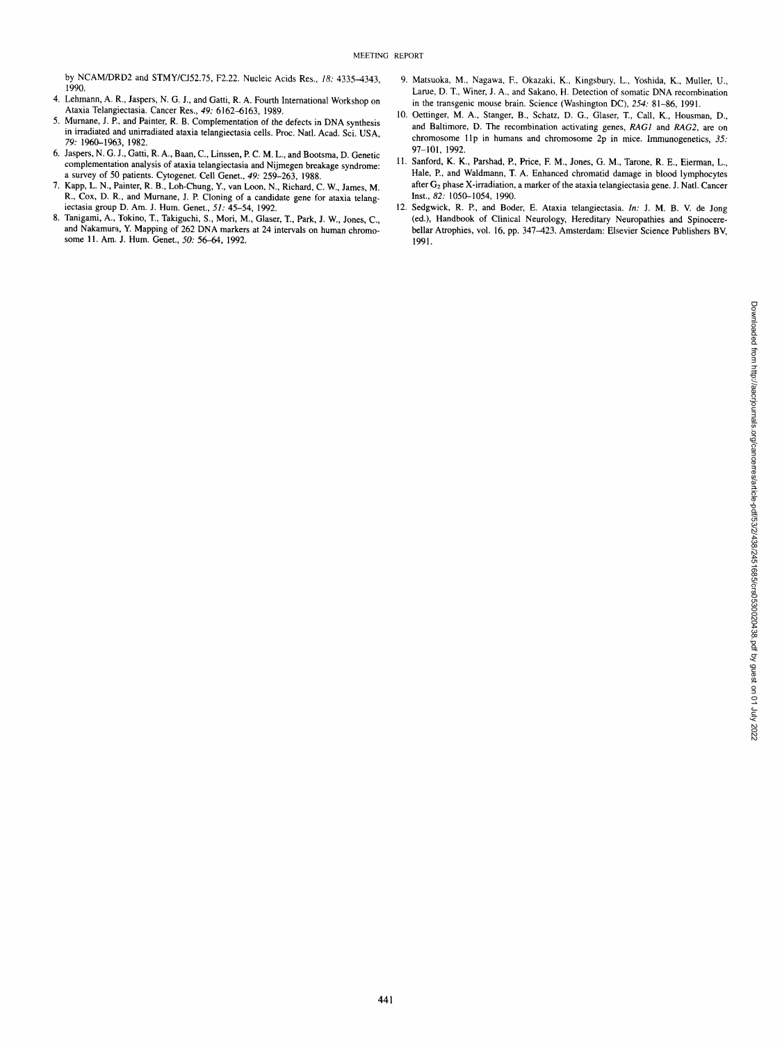by NCAM/DRD2 and STMY/CJ52.75, F2.22. Nucleic Acids Res., *18:* 4335–4343, 1990.

4. Lehmann, A. R., Jaspers, N. G. J., and Gatti, R. A. Fourth International Workshop on Ataxia Telangiectasia. Cancer Res., *49:* 6162–6163, 1989.
5. Murnane, J. P., and Painter, R. B. Complementation of the defects in DNA synthesis in irradiated and unirradiated ataxia telangiectasia cells. Proc. Natl. Acad. Sci. USA, *79:* 1960–1963, 1982.
6. Jaspers, N. G. J., Gatti, R. A., Baan, C., Linssen, P. C. M. L., and Bootsma, D. Genetic complementation analysis of ataxia telangiectasia and Nijmegen breakage syndrome: a survey of 50 patients. Cytogenet. Cell Genet., *49:* 259–263, 1988.
7. Kapp, L. N., Painter, R. B., Loh-Chung, Y., van Loon, N., Richard, C. W., James, M. R., Cox, D. R., and Murnane, J. P. Cloning of a candidate gene for ataxia telangiectasia group D. Am. J. Hum. Genet., *51:* 45–54, 1992.
8. Tanigami, A., Tokino, T., Takiguchi, S., Mori, M., Glaser, T., Park, J. W., Jones, C., and Nakamura, Y. Mapping of 262 DNA markers at 24 intervals on human chromosome 11. Am. J. Hum. Genet., *50:* 56–64, 1992.
9. Matsuoka, M., Nagawa, F., Okazaki, K., Kingsbury, L., Yoshida, K., Muller, U., Larue, D. T., Winer, J. A., and Sakano, H. Detection of somatic DNA recombination in the transgenic mouse brain. Science (Washington DC), *254:* 81–86, 1991.
10. Oettinger, M. A., Stanger, B., Schatz, D. G., Glaser, T., Call, K., Housman, D., and Baltimore, D. The recombination activating genes, *RAG1* and *RAG2*, are on chromosome 11p in humans and chromosome 2p in mice. Immunogenetics, *35:* 97–101, 1992.
11. Sanford, K. K., Parshad, P., Price, F. M., Jones, G. M., Tarone, R. E., Eierman, L., Hale, P., and Waldmann, T. A. Enhanced chromatid damage in blood lymphocytes after $G_2$ phase X-irradiation, a marker of the ataxia telangiectasia gene. J. Natl. Cancer Inst., *82:* 1050–1054, 1990.
12. Sedgwick, R. P., and Boder, E. Ataxia telangiectasia. *In:* J. M. B. V. de Jong (ed.), Handbook of Clinical Neurology, Hereditary Neuropathies and Spinocerebellar Atrophies, vol. 16, pp. 347–423. Amsterdam: Elsevier Science Publishers BV, 1991.